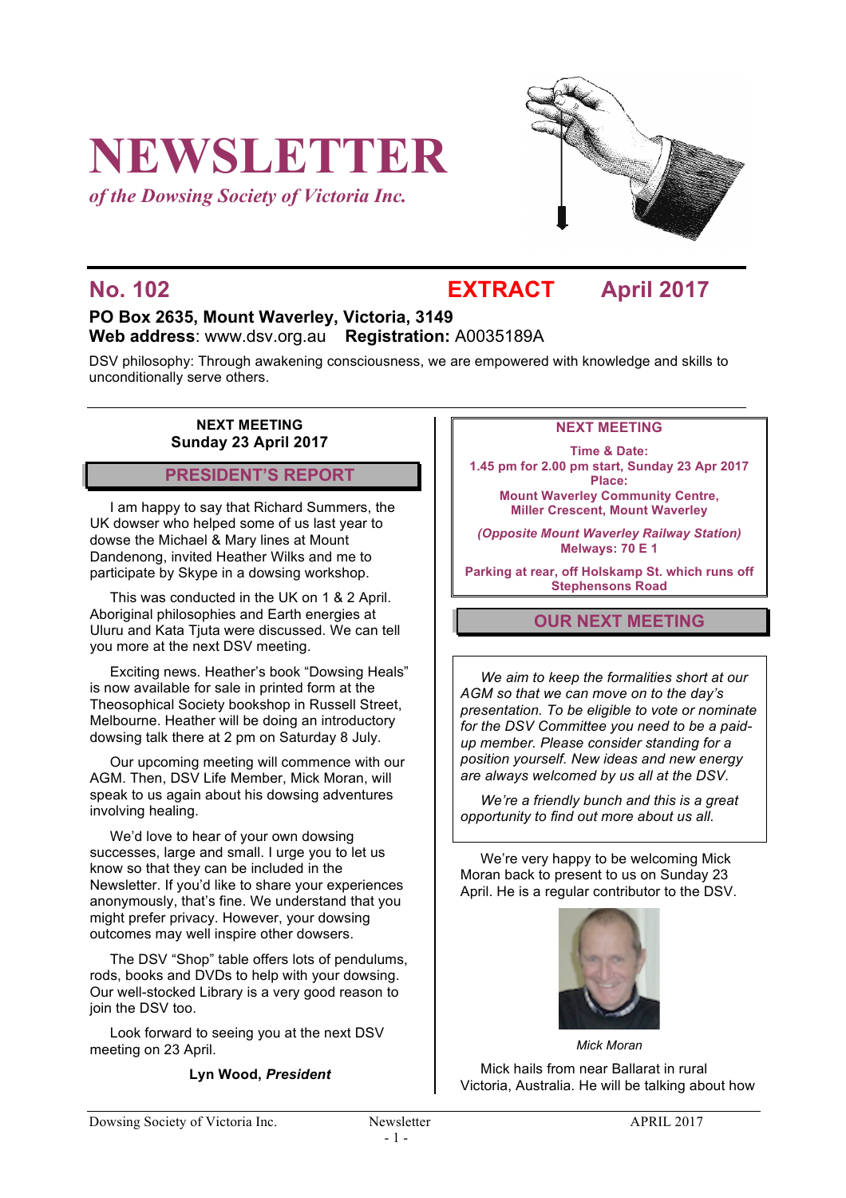# NEWSLETTER

*of the Dowsing Society of Victoria Inc.*

## No. 102 EXTRACT April 2017

**PO Box 2635, Mount Waverley, Victoria, 3149**
**Web address**: www.dsv.org.au **Registration:** A0035189A

DSV philosophy: Through awakening consciousness, we are empowered with knowledge and skills to unconditionally serve others.

**NEXT MEETING**
**Sunday 23 April 2017**

## PRESIDENT'S REPORT

I am happy to say that Richard Summers, the UK dowser who helped some of us last year to dowse the Michael & Mary lines at Mount Dandenong, invited Heather Wilks and me to participate by Skype in a dowsing workshop.

This was conducted in the UK on 1 & 2 April. Aboriginal philosophies and Earth energies at Uluru and Kata Tjuta were discussed. We can tell you more at the next DSV meeting.

Exciting news. Heather's book "Dowsing Heals" is now available for sale in printed form at the Theosophical Society bookshop in Russell Street, Melbourne. Heather will be doing an introductory dowsing talk there at 2 pm on Saturday 8 July.

Our upcoming meeting will commence with our AGM. Then, DSV Life Member, Mick Moran, will speak to us again about his dowsing adventures involving healing.

We'd love to hear of your own dowsing successes, large and small. I urge you to let us know so that they can be included in the Newsletter. If you'd like to share your experiences anonymously, that's fine. We understand that you might prefer privacy. However, your dowsing outcomes may well inspire other dowsers.

The DSV "Shop" table offers lots of pendulums, rods, books and DVDs to help with your dowsing. Our well-stocked Library is a very good reason to join the DSV too.

Look forward to seeing you at the next DSV meeting on 23 April.

**Lyn Wood, *President***

**NEXT MEETING**

**Time & Date:**
**1.45 pm for 2.00 pm start, Sunday 23 Apr 2017**
**Place:**
**Mount Waverley Community Centre, Miller Crescent, Mount Waverley**

***(Opposite Mount Waverley Railway Station)***
**Melways: 70 E 1**

**Parking at rear, off Holskamp St. which runs off Stephensons Road**

## OUR NEXT MEETING

*We aim to keep the formalities short at our AGM so that we can move on to the day's presentation. To be eligible to vote or nominate for the DSV Committee you need to be a paid-up member. Please consider standing for a position yourself. New ideas and new energy are always welcomed by us all at the DSV.*

*We're a friendly bunch and this is a great opportunity to find out more about us all.*

We're very happy to be welcoming Mick Moran back to present to us on Sunday 23 April. He is a regular contributor to the DSV.

*Mick Moran*

Mick hails from near Ballarat in rural Victoria, Australia. He will be talking about how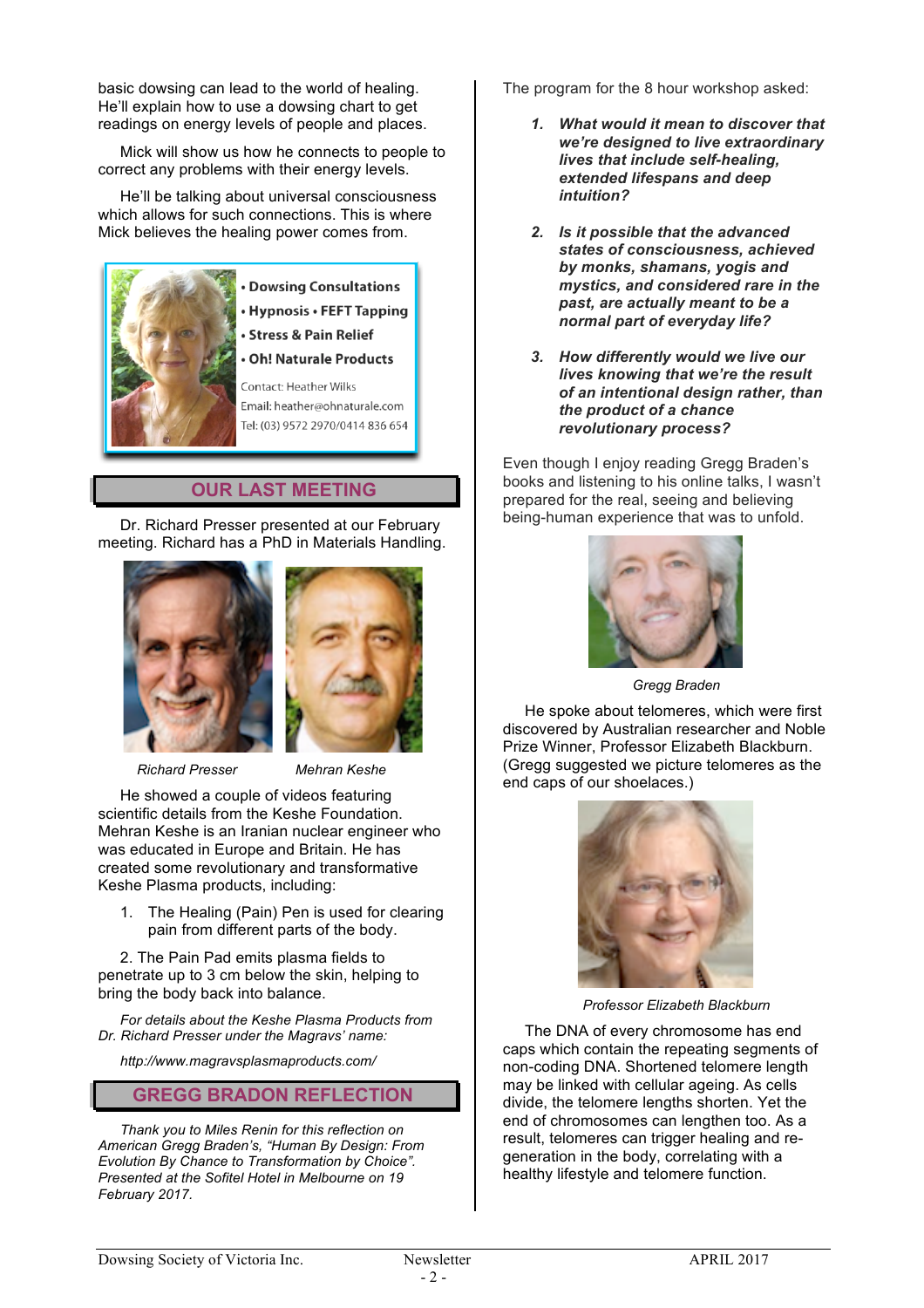basic dowsing can lead to the world of healing. He'll explain how to use a dowsing chart to get readings on energy levels of people and places.

Mick will show us how he connects to people to correct any problems with their energy levels.

He'll be talking about universal consciousness which allows for such connections. This is where Mick believes the healing power comes from.

- **Dowsing Consultations**
- **Hypnosis • FEFT Tapping**
- **Stress & Pain Relief**
- **Oh! Naturale Products**

Contact: Heather Wilks
Email: heather@ohnaturale.com
Tel: (03) 9572 2970/0414 836 654

## OUR LAST MEETING

Dr. Richard Presser presented at our February meeting. Richard has a PhD in Materials Handling.

*Richard Presser* *Mehran Keshe*

He showed a couple of videos featuring scientific details from the Keshe Foundation. Mehran Keshe is an Iranian nuclear engineer who was educated in Europe and Britain. He has created some revolutionary and transformative Keshe Plasma products, including:

1. The Healing (Pain) Pen is used for clearing pain from different parts of the body.

2. The Pain Pad emits plasma fields to penetrate up to 3 cm below the skin, helping to bring the body back into balance.

*For details about the Keshe Plasma Products from Dr. Richard Presser under the Magravs' name:*

*http://www.magravsplasmaproducts.com/*

## GREGG BRADON REFLECTION

*Thank you to Miles Renin for this reflection on American Gregg Braden's, "Human By Design: From Evolution By Chance to Transformation by Choice". Presented at the Sofitel Hotel in Melbourne on 19 February 2017.*

The program for the 8 hour workshop asked:

1. ***What would it mean to discover that we're designed to live extraordinary lives that include self-healing, extended lifespans and deep intuition?***

2. ***Is it possible that the advanced states of consciousness, achieved by monks, shamans, yogis and mystics, and considered rare in the past, are actually meant to be a normal part of everyday life?***

3. ***How differently would we live our lives knowing that we're the result of an intentional design rather, than the product of a chance revolutionary process?***

Even though I enjoy reading Gregg Braden's books and listening to his online talks, I wasn't prepared for the real, seeing and believing being-human experience that was to unfold.

*Gregg Braden*

He spoke about telomeres, which were first discovered by Australian researcher and Noble Prize Winner, Professor Elizabeth Blackburn. (Gregg suggested we picture telomeres as the end caps of our shoelaces.)

*Professor Elizabeth Blackburn*

The DNA of every chromosome has end caps which contain the repeating segments of non-coding DNA. Shortened telomere length may be linked with cellular ageing. As cells divide, the telomere lengths shorten. Yet the end of chromosomes can lengthen too. As a result, telomeres can trigger healing and re-generation in the body, correlating with a healthy lifestyle and telomere function.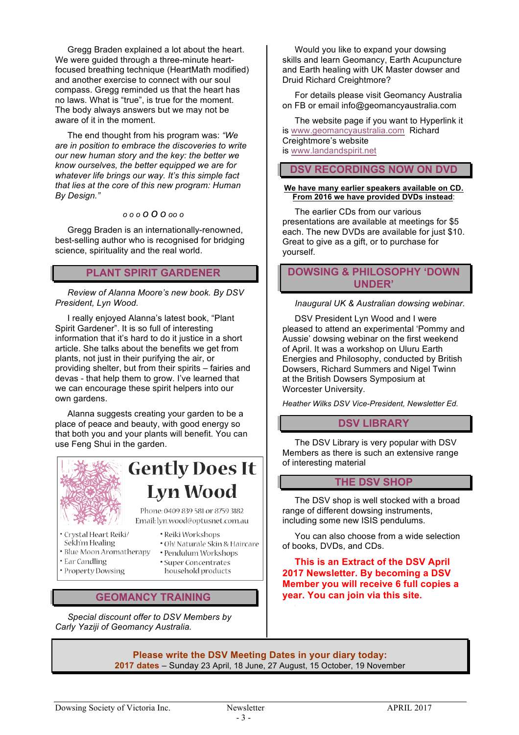Gregg Braden explained a lot about the heart. We were guided through a three-minute heart-focused breathing technique (HeartMath modified) and another exercise to connect with our soul compass. Gregg reminded us that the heart has no laws. What is "true", is true for the moment. The body always answers but we may not be aware of it in the moment.

The end thought from his program was: *"We are in position to embrace the discoveries to write our new human story and the key: the better we know ourselves, the better equipped we are for whatever life brings our way. It's this simple fact that lies at the core of this new program: Human By Design."*

o o o O O oo o

Gregg Braden is an internationally-renowned, best-selling author who is recognised for bridging science, spirituality and the real world.

## PLANT SPIRIT GARDENER

*Review of Alanna Moore's new book. By DSV President, Lyn Wood.*

I really enjoyed Alanna's latest book, "Plant Spirit Gardener". It is so full of interesting information that it's hard to do it justice in a short article. She talks about the benefits we get from plants, not just in their purifying the air, or providing shelter, but from their spirits – fairies and devas - that help them to grow. I've learned that we can encourage these spirit helpers into our own gardens.

Alanna suggests creating your garden to be a place of peace and beauty, with good energy so that both you and your plants will benefit. You can use Feng Shui in the garden.

**Gently Does It**
**Lyn Wood**

Phone: 0409 839 581 or 8759 3182
Email: lyn.wood@optusnet.com.au

- Crystal Heart Reiki/ Sekh'm Healing
- Blue Moon Aromatherapy
- Ear Candling
- Property Dowsing
- Reiki Workshops
- Oh! Naturale Skin & Haircare
- Pendulum Workshops
- Super Concentrates household products

## GEOMANCY TRAINING

*Special discount offer to DSV Members by Carly Yaziji of Geomancy Australia.*

Would you like to expand your dowsing skills and learn Geomancy, Earth Acupuncture and Earth healing with UK Master dowser and Druid Richard Creightmore?

For details please visit Geomancy Australia on FB or email info@geomancyaustralia.com

The website page if you want to Hyperlink it is www.geomancyaustralia.com Richard Creightmore's website is www.landandspirit.net

## DSV RECORDINGS NOW ON DVD

**We have many earlier speakers available on CD. From 2016 we have provided DVDs instead:**

The earlier CDs from our various presentations are available at meetings for $5 each. The new DVDs are available for just $10. Great to give as a gift, or to purchase for yourself.

## DOWSING & PHILOSOPHY 'DOWN UNDER'

*Inaugural UK & Australian dowsing webinar.*

DSV President Lyn Wood and I were pleased to attend an experimental 'Pommy and Aussie' dowsing webinar on the first weekend of April. It was a workshop on Uluru Earth Energies and Philosophy, conducted by British Dowsers, Richard Summers and Nigel Twinn at the British Dowsers Symposium at Worcester University.

*Heather Wilks DSV Vice-President, Newsletter Ed.*

## DSV LIBRARY

The DSV Library is very popular with DSV Members as there is such an extensive range of interesting material

## THE DSV SHOP

The DSV shop is well stocked with a broad range of different dowsing instruments, including some new ISIS pendulums.

You can also choose from a wide selection of books, DVDs, and CDs.

**This is an Extract of the DSV April 2017 Newsletter. By becoming a DSV Member you will receive 6 full copies a year. You can join via this site.**

**Please write the DSV Meeting Dates in your diary today:**
**2017 dates** – Sunday 23 April, 18 June, 27 August, 15 October, 19 November